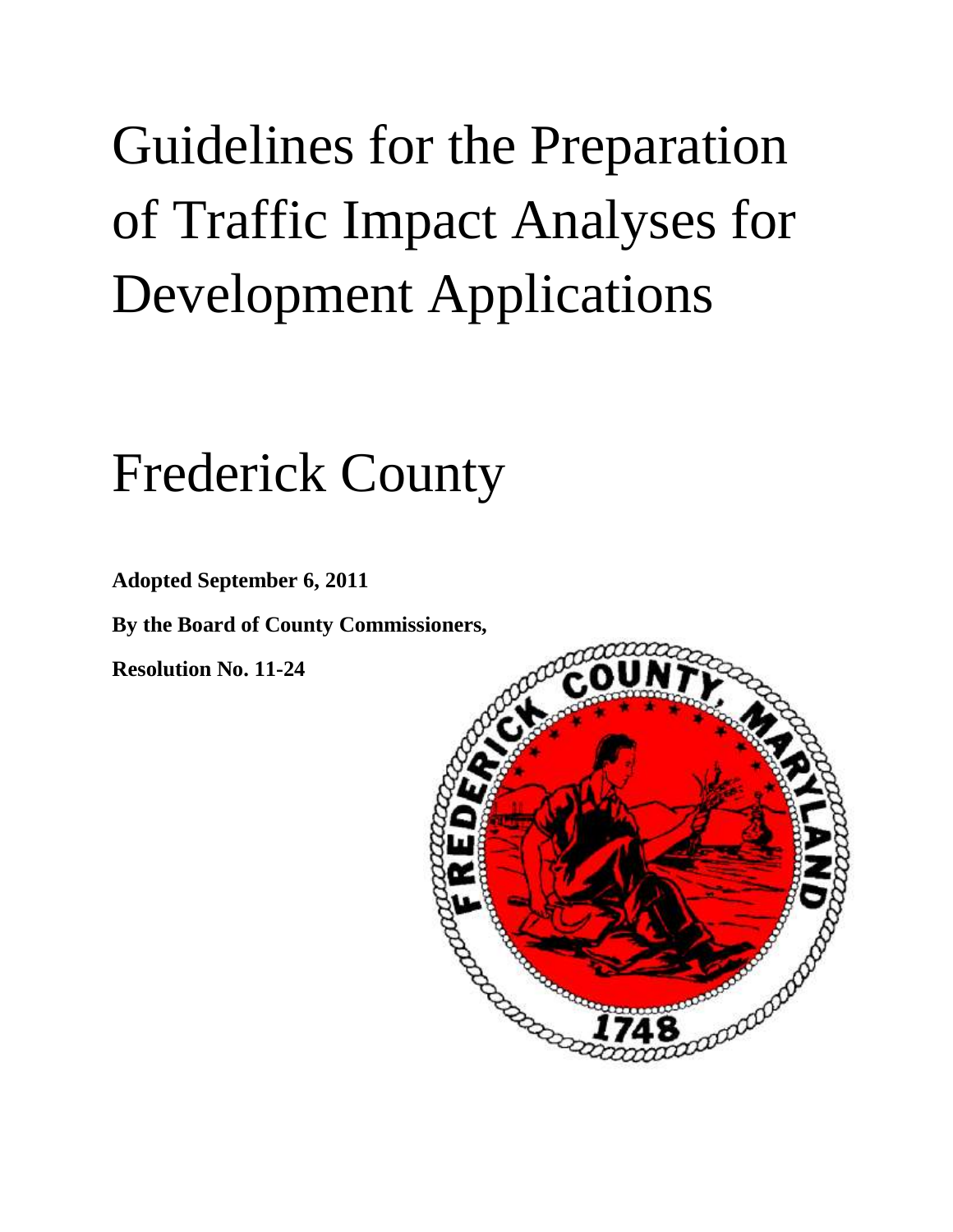# Guidelines for the Preparation of Traffic Impact Analyses for Development Applications

# Frederick County

**Adopted September 6, 2011**

**By the Board of County Commissioners,**

**Resolution No. 11-24**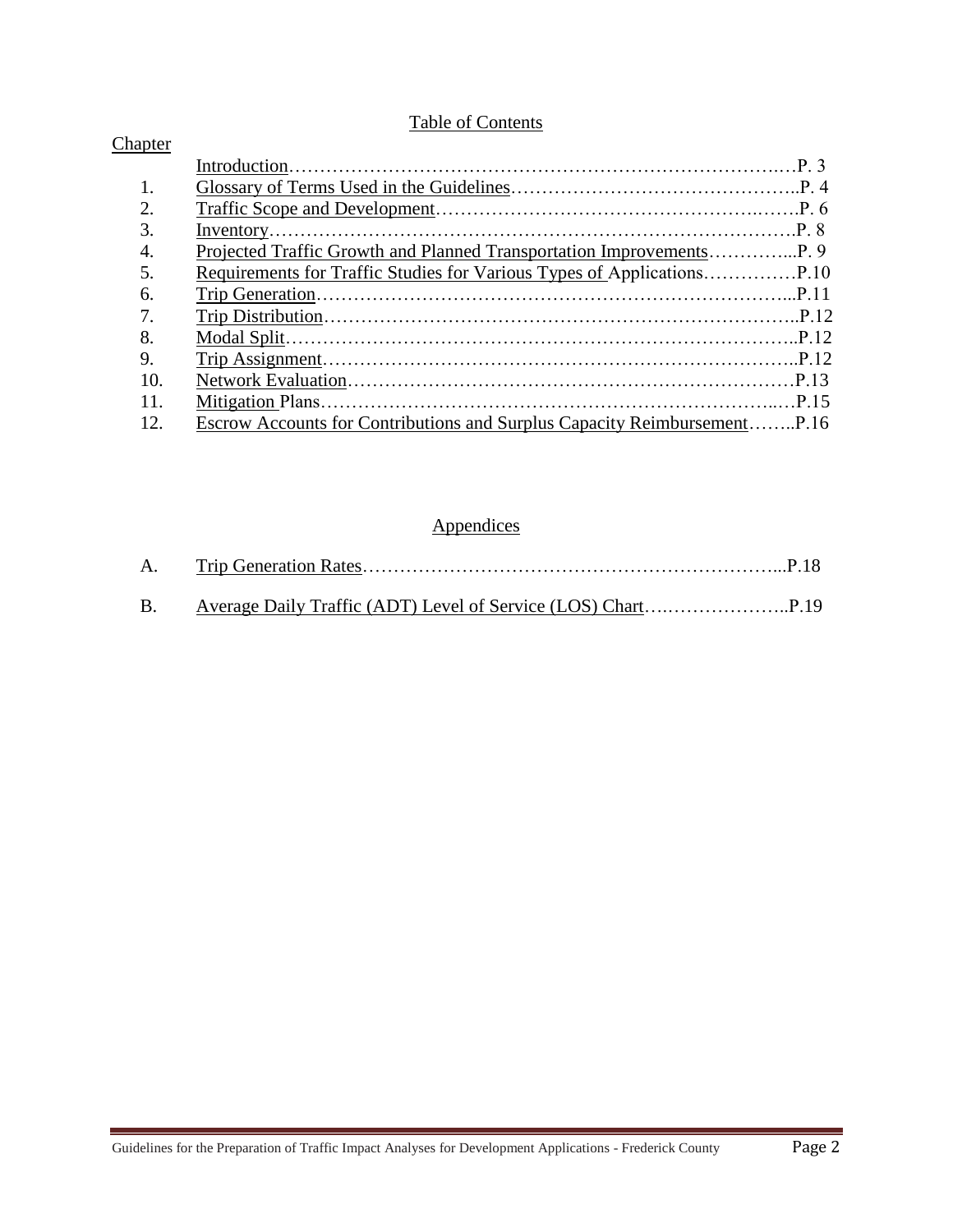# Table of Contents

| Chapter | | |
|---|---|---|
| | Introduction | P. 3 |
| 1. | Glossary of Terms Used in the Guidelines | P. 4 |
| 2. | Traffic Scope and Development | P. 6 |
| 3. | Inventory | P. 8 |
| 4. | Projected Traffic Growth and Planned Transportation Improvements | P. 9 |
| 5. | Requirements for Traffic Studies for Various Types of Applications | P.10 |
| 6. | Trip Generation | P.11 |
| 7. | Trip Distribution | P.12 |
| 8. | Modal Split | P.12 |
| 9. | Trip Assignment | P.12 |
| 10. | Network Evaluation | P.13 |
| 11. | Mitigation Plans | P.15 |
| 12. | Escrow Accounts for Contributions and Surplus Capacity Reimbursement | P.16 |

## Appendices

| | | |
|---|---|---|
| A. | Trip Generation Rates | P.18 |
| B. | Average Daily Traffic (ADT) Level of Service (LOS) Chart | P.19 |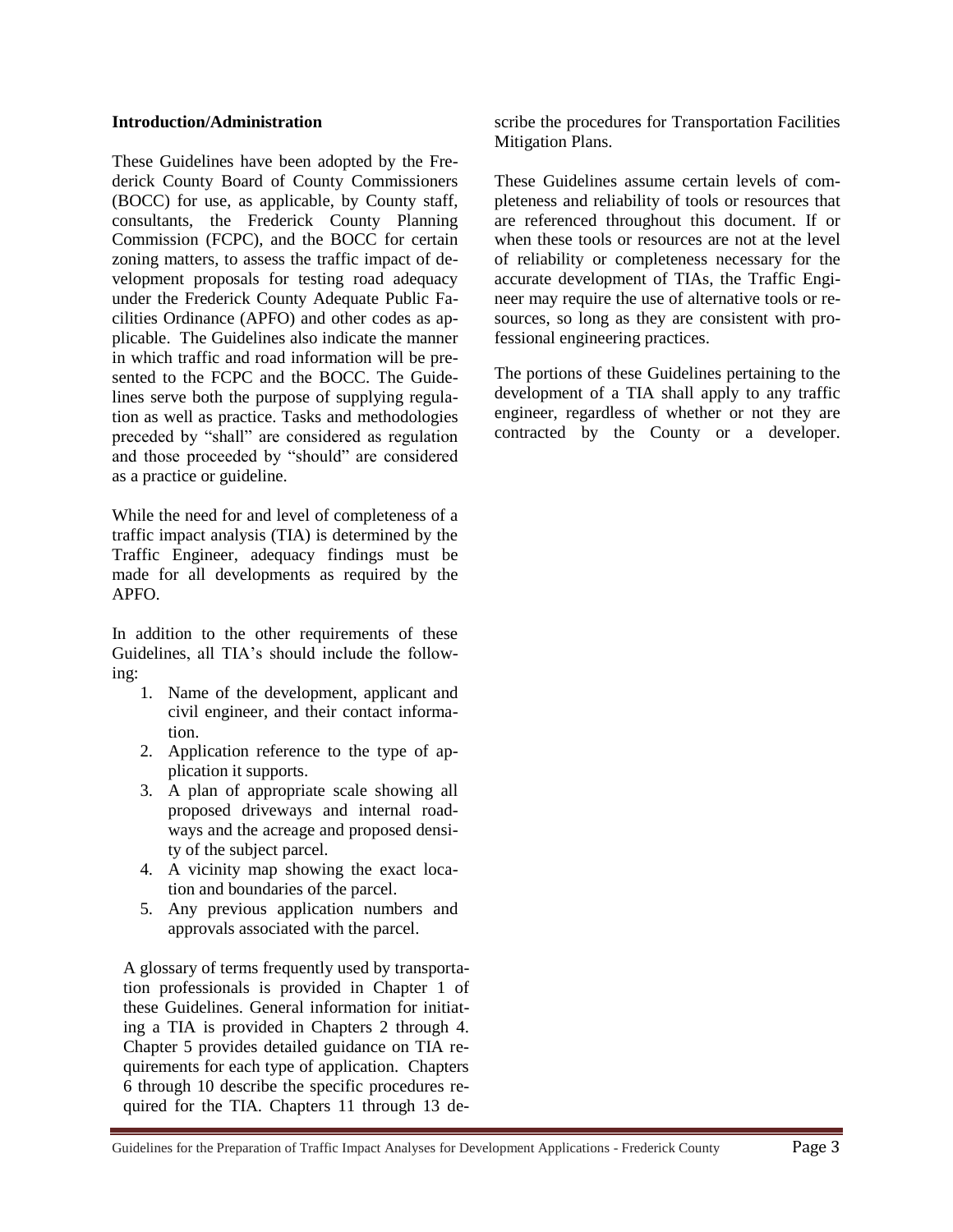**Introduction/Administration**

These Guidelines have been adopted by the Frederick County Board of County Commissioners (BOCC) for use, as applicable, by County staff, consultants, the Frederick County Planning Commission (FCPC), and the BOCC for certain zoning matters, to assess the traffic impact of development proposals for testing road adequacy under the Frederick County Adequate Public Facilities Ordinance (APFO) and other codes as applicable. The Guidelines also indicate the manner in which traffic and road information will be presented to the FCPC and the BOCC. The Guidelines serve both the purpose of supplying regulation as well as practice. Tasks and methodologies preceded by "shall" are considered as regulation and those proceeded by "should" are considered as a practice or guideline.

While the need for and level of completeness of a traffic impact analysis (TIA) is determined by the Traffic Engineer, adequacy findings must be made for all developments as required by the APFO.

In addition to the other requirements of these Guidelines, all TIA's should include the following:

1. Name of the development, applicant and civil engineer, and their contact information.
2. Application reference to the type of application it supports.
3. A plan of appropriate scale showing all proposed driveways and internal roadways and the acreage and proposed density of the subject parcel.
4. A vicinity map showing the exact location and boundaries of the parcel.
5. Any previous application numbers and approvals associated with the parcel.

A glossary of terms frequently used by transportation professionals is provided in Chapter 1 of these Guidelines. General information for initiating a TIA is provided in Chapters 2 through 4. Chapter 5 provides detailed guidance on TIA requirements for each type of application. Chapters 6 through 10 describe the specific procedures required for the TIA. Chapters 11 through 13 describe the procedures for Transportation Facilities Mitigation Plans.

These Guidelines assume certain levels of completeness and reliability of tools or resources that are referenced throughout this document. If or when these tools or resources are not at the level of reliability or completeness necessary for the accurate development of TIAs, the Traffic Engineer may require the use of alternative tools or resources, so long as they are consistent with professional engineering practices.

The portions of these Guidelines pertaining to the development of a TIA shall apply to any traffic engineer, regardless of whether or not they are contracted by the County or a developer.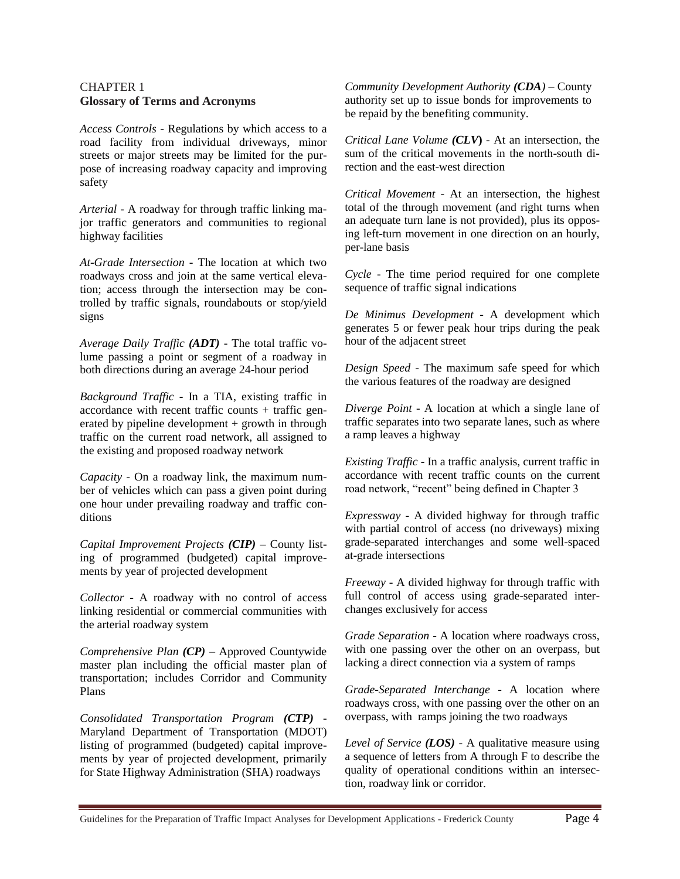# CHAPTER 1
## Glossary of Terms and Acronyms

*Access Controls* - Regulations by which access to a road facility from individual driveways, minor streets or major streets may be limited for the purpose of increasing roadway capacity and improving safety

*Arterial* - A roadway for through traffic linking major traffic generators and communities to regional highway facilities

*At-Grade Intersection* - The location at which two roadways cross and join at the same vertical elevation; access through the intersection may be controlled by traffic signals, roundabouts or stop/yield signs

*Average Daily Traffic **(ADT)*** - The total traffic volume passing a point or segment of a roadway in both directions during an average 24-hour period

*Background Traffic* - In a TIA, existing traffic in accordance with recent traffic counts + traffic generated by pipeline development + growth in through traffic on the current road network, all assigned to the existing and proposed roadway network

*Capacity* - On a roadway link, the maximum number of vehicles which can pass a given point during one hour under prevailing roadway and traffic conditions

*Capital Improvement Projects **(CIP)*** – County listing of programmed (budgeted) capital improvements by year of projected development

*Collector* - A roadway with no control of access linking residential or commercial communities with the arterial roadway system

*Comprehensive Plan **(CP)*** – Approved Countywide master plan including the official master plan of transportation; includes Corridor and Community Plans

*Consolidated Transportation Program **(CTP)*** - Maryland Department of Transportation (MDOT) listing of programmed (budgeted) capital improvements by year of projected development, primarily for State Highway Administration (SHA) roadways

*Community Development Authority **(CDA)*** – County authority set up to issue bonds for improvements to be repaid by the benefiting community.

*Critical Lane Volume **(CLV)*** - At an intersection, the sum of the critical movements in the north-south direction and the east-west direction

*Critical Movement* - At an intersection, the highest total of the through movement (and right turns when an adequate turn lane is not provided), plus its opposing left-turn movement in one direction on an hourly, per-lane basis

*Cycle* - The time period required for one complete sequence of traffic signal indications

*De Minimus Development* - A development which generates 5 or fewer peak hour trips during the peak hour of the adjacent street

*Design Speed* - The maximum safe speed for which the various features of the roadway are designed

*Diverge Point* - A location at which a single lane of traffic separates into two separate lanes, such as where a ramp leaves a highway

*Existing Traffic* - In a traffic analysis, current traffic in accordance with recent traffic counts on the current road network, "recent" being defined in Chapter 3

*Expressway* - A divided highway for through traffic with partial control of access (no driveways) mixing grade-separated interchanges and some well-spaced at-grade intersections

*Freeway* - A divided highway for through traffic with full control of access using grade-separated interchanges exclusively for access

*Grade Separation* - A location where roadways cross, with one passing over the other on an overpass, but lacking a direct connection via a system of ramps

*Grade-Separated Interchange* - A location where roadways cross, with one passing over the other on an overpass, with ramps joining the two roadways

*Level of Service **(LOS)*** - A qualitative measure using a sequence of letters from A through F to describe the quality of operational conditions within an intersection, roadway link or corridor.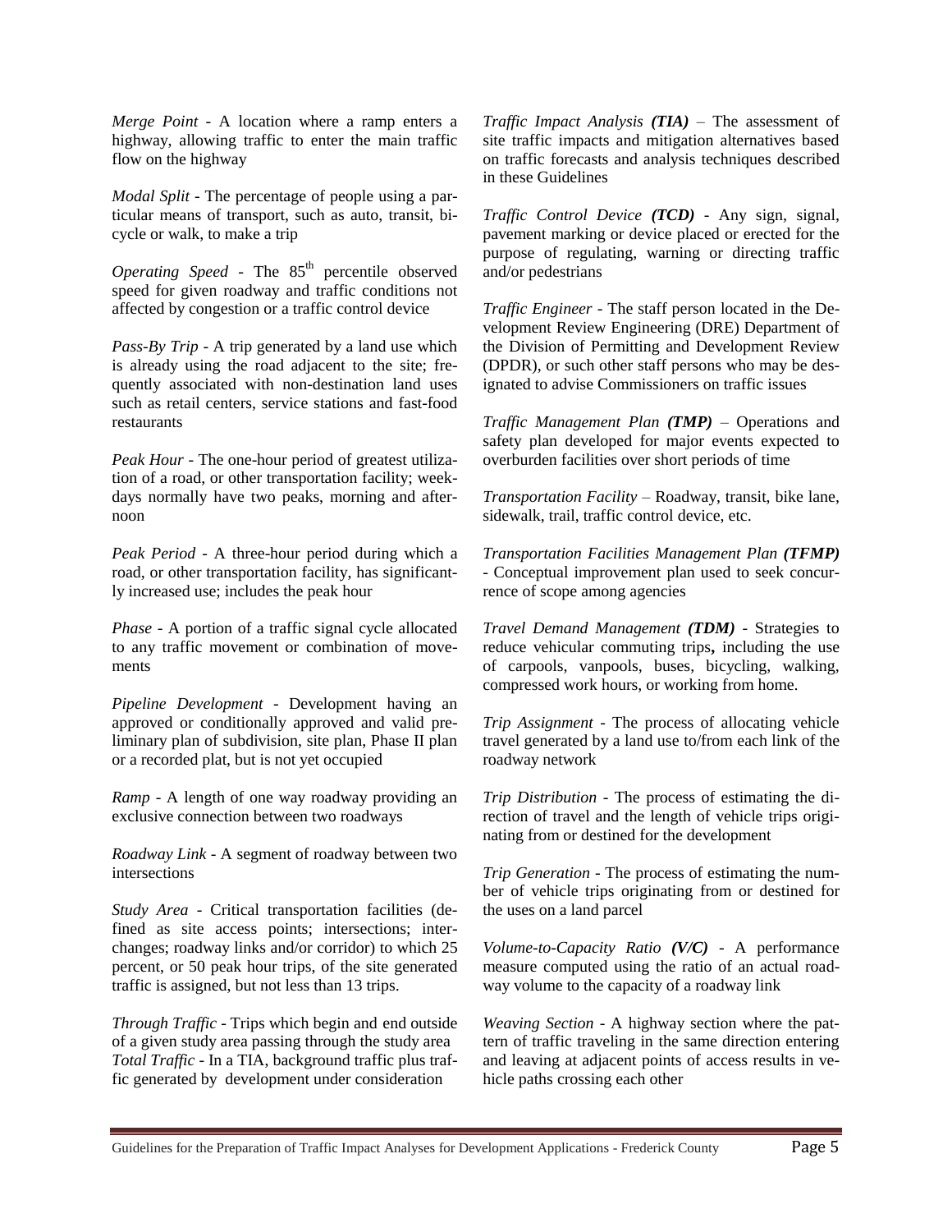*Merge Point* - A location where a ramp enters a highway, allowing traffic to enter the main traffic flow on the highway

*Modal Split* - The percentage of people using a particular means of transport, such as auto, transit, bicycle or walk, to make a trip

*Operating Speed* - The $85^{th}$ percentile observed speed for given roadway and traffic conditions not affected by congestion or a traffic control device

*Pass-By Trip* - A trip generated by a land use which is already using the road adjacent to the site; frequently associated with non-destination land uses such as retail centers, service stations and fast-food restaurants

*Peak Hour* - The one-hour period of greatest utilization of a road, or other transportation facility; weekdays normally have two peaks, morning and afternoon

*Peak Period* - A three-hour period during which a road, or other transportation facility, has significantly increased use; includes the peak hour

*Phase* - A portion of a traffic signal cycle allocated to any traffic movement or combination of movements

*Pipeline Development* - Development having an approved or conditionally approved and valid preliminary plan of subdivision, site plan, Phase II plan or a recorded plat, but is not yet occupied

*Ramp* - A length of one way roadway providing an exclusive connection between two roadways

*Roadway Link* - A segment of roadway between two intersections

*Study Area* - Critical transportation facilities (defined as site access points; intersections; interchanges; roadway links and/or corridor) to which 25 percent, or 50 peak hour trips, of the site generated traffic is assigned, but not less than 13 trips.

*Through Traffic* - Trips which begin and end outside of a given study area passing through the study area

*Total Traffic* - In a TIA, background traffic plus traffic generated by development under consideration

*Traffic Impact Analysis **(TIA)*** – The assessment of site traffic impacts and mitigation alternatives based on traffic forecasts and analysis techniques described in these Guidelines

*Traffic Control Device **(TCD)*** - Any sign, signal, pavement marking or device placed or erected for the purpose of regulating, warning or directing traffic and/or pedestrians

*Traffic Engineer* - The staff person located in the Development Review Engineering (DRE) Department of the Division of Permitting and Development Review (DPDR), or such other staff persons who may be designated to advise Commissioners on traffic issues

*Traffic Management Plan **(TMP)*** – Operations and safety plan developed for major events expected to overburden facilities over short periods of time

*Transportation Facility* – Roadway, transit, bike lane, sidewalk, trail, traffic control device, etc.

*Transportation Facilities Management Plan **(TFMP)*** - Conceptual improvement plan used to seek concurrence of scope among agencies

*Travel Demand Management **(TDM)*** - Strategies to reduce vehicular commuting trips**,** including the use of carpools, vanpools, buses, bicycling, walking, compressed work hours, or working from home.

*Trip Assignment* - The process of allocating vehicle travel generated by a land use to/from each link of the roadway network

*Trip Distribution* - The process of estimating the direction of travel and the length of vehicle trips originating from or destined for the development

*Trip Generation* - The process of estimating the number of vehicle trips originating from or destined for the uses on a land parcel

*Volume-to-Capacity Ratio **(V/C)*** - A performance measure computed using the ratio of an actual roadway volume to the capacity of a roadway link

*Weaving Section* - A highway section where the pattern of traffic traveling in the same direction entering and leaving at adjacent points of access results in vehicle paths crossing each other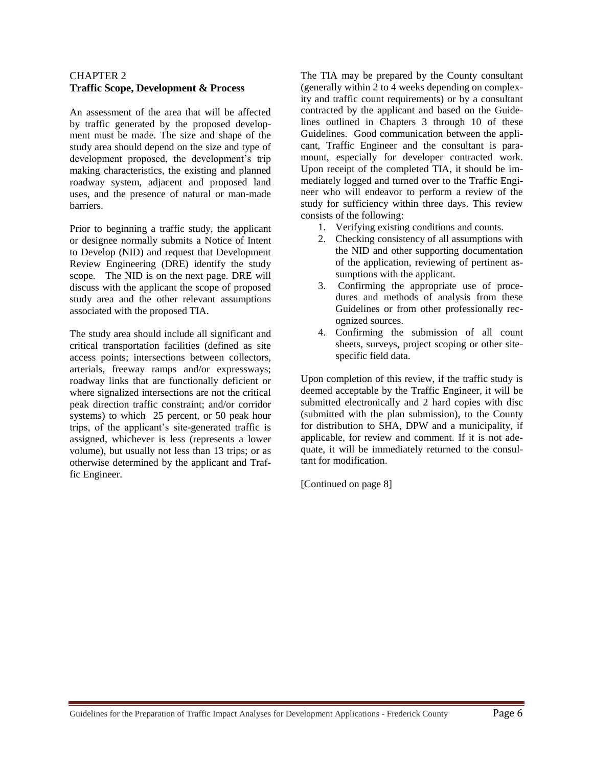# CHAPTER 2
## Traffic Scope, Development & Process

An assessment of the area that will be affected by traffic generated by the proposed development must be made. The size and shape of the study area should depend on the size and type of development proposed, the development's trip making characteristics, the existing and planned roadway system, adjacent and proposed land uses, and the presence of natural or man-made barriers.

Prior to beginning a traffic study, the applicant or designee normally submits a Notice of Intent to Develop (NID) and request that Development Review Engineering (DRE) identify the study scope. The NID is on the next page. DRE will discuss with the applicant the scope of proposed study area and the other relevant assumptions associated with the proposed TIA.

The study area should include all significant and critical transportation facilities (defined as site access points; intersections between collectors, arterials, freeway ramps and/or expressways; roadway links that are functionally deficient or where signalized intersections are not the critical peak direction traffic constraint; and/or corridor systems) to which 25 percent, or 50 peak hour trips, of the applicant's site-generated traffic is assigned, whichever is less (represents a lower volume), but usually not less than 13 trips; or as otherwise determined by the applicant and Traffic Engineer.

The TIA may be prepared by the County consultant (generally within 2 to 4 weeks depending on complexity and traffic count requirements) or by a consultant contracted by the applicant and based on the Guidelines outlined in Chapters 3 through 10 of these Guidelines. Good communication between the applicant, Traffic Engineer and the consultant is paramount, especially for developer contracted work. Upon receipt of the completed TIA, it should be immediately logged and turned over to the Traffic Engineer who will endeavor to perform a review of the study for sufficiency within three days. This review consists of the following:

1. Verifying existing conditions and counts.
2. Checking consistency of all assumptions with the NID and other supporting documentation of the application, reviewing of pertinent assumptions with the applicant.
3. Confirming the appropriate use of procedures and methods of analysis from these Guidelines or from other professionally recognized sources.
4. Confirming the submission of all count sheets, surveys, project scoping or other site-specific field data.

Upon completion of this review, if the traffic study is deemed acceptable by the Traffic Engineer, it will be submitted electronically and 2 hard copies with disc (submitted with the plan submission), to the County for distribution to SHA, DPW and a municipality, if applicable, for review and comment. If it is not adequate, it will be immediately returned to the consultant for modification.

[Continued on page 8]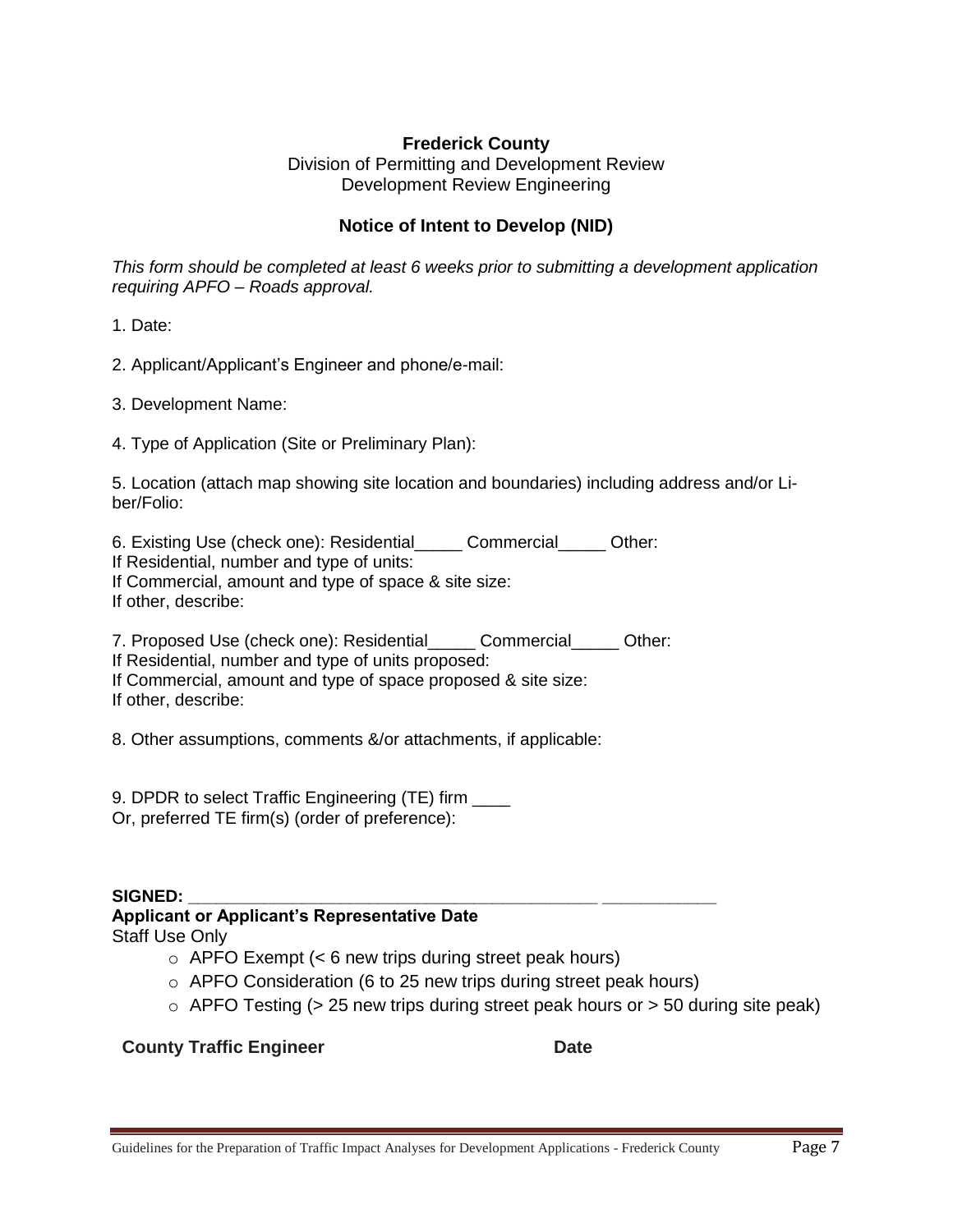**Frederick County**
Division of Permitting and Development Review
Development Review Engineering

## Notice of Intent to Develop (NID)

*This form should be completed at least 6 weeks prior to submitting a development application requiring APFO – Roads approval.*

1. Date:

2. Applicant/Applicant's Engineer and phone/e-mail:

3. Development Name:

4. Type of Application (Site or Preliminary Plan):

5. Location (attach map showing site location and boundaries) including address and/or Liber/Folio:

6. Existing Use (check one): Residential_____ Commercial_____ Other:
If Residential, number and type of units:
If Commercial, amount and type of space & site size:
If other, describe:

7. Proposed Use (check one): Residential_____ Commercial_____ Other:
If Residential, number and type of units proposed:
If Commercial, amount and type of space proposed & site size:
If other, describe:

8. Other assumptions, comments &/or attachments, if applicable:

9. DPDR to select Traffic Engineering (TE) firm ____
Or, preferred TE firm(s) (order of preference):

**SIGNED:** _____________________________________________ ____________
**Applicant or Applicant's Representative Date**
Staff Use Only

- APFO Exempt (< 6 new trips during street peak hours)
- APFO Consideration (6 to 25 new trips during street peak hours)
- APFO Testing (> 25 new trips during street peak hours or > 50 during site peak)

**County Traffic Engineer** **Date**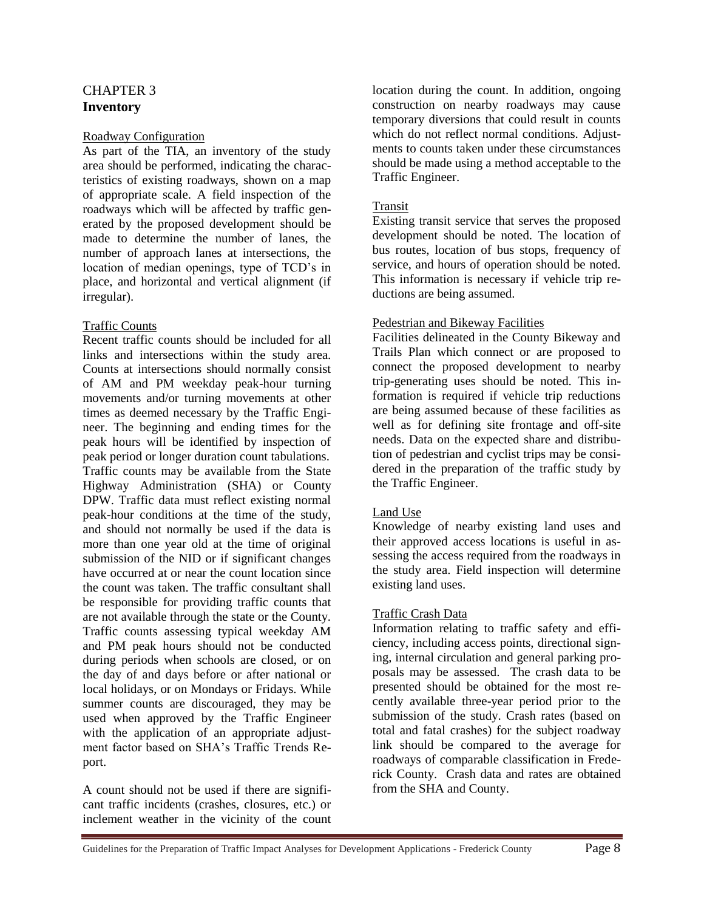# CHAPTER 3
# **Inventory**

## Roadway Configuration

As part of the TIA, an inventory of the study area should be performed, indicating the characteristics of existing roadways, shown on a map of appropriate scale. A field inspection of the roadways which will be affected by traffic generated by the proposed development should be made to determine the number of lanes, the number of approach lanes at intersections, the location of median openings, type of TCD's in place, and horizontal and vertical alignment (if irregular).

## Traffic Counts

Recent traffic counts should be included for all links and intersections within the study area. Counts at intersections should normally consist of AM and PM weekday peak-hour turning movements and/or turning movements at other times as deemed necessary by the Traffic Engineer. The beginning and ending times for the peak hours will be identified by inspection of peak period or longer duration count tabulations. Traffic counts may be available from the State Highway Administration (SHA) or County DPW. Traffic data must reflect existing normal peak-hour conditions at the time of the study, and should not normally be used if the data is more than one year old at the time of original submission of the NID or if significant changes have occurred at or near the count location since the count was taken. The traffic consultant shall be responsible for providing traffic counts that are not available through the state or the County. Traffic counts assessing typical weekday AM and PM peak hours should not be conducted during periods when schools are closed, or on the day of and days before or after national or local holidays, or on Mondays or Fridays. While summer counts are discouraged, they may be used when approved by the Traffic Engineer with the application of an appropriate adjustment factor based on SHA's Traffic Trends Report.

A count should not be used if there are significant traffic incidents (crashes, closures, etc.) or inclement weather in the vicinity of the count location during the count. In addition, ongoing construction on nearby roadways may cause temporary diversions that could result in counts which do not reflect normal conditions. Adjustments to counts taken under these circumstances should be made using a method acceptable to the Traffic Engineer.

## Transit

Existing transit service that serves the proposed development should be noted. The location of bus routes, location of bus stops, frequency of service, and hours of operation should be noted. This information is necessary if vehicle trip reductions are being assumed.

## Pedestrian and Bikeway Facilities

Facilities delineated in the County Bikeway and Trails Plan which connect or are proposed to connect the proposed development to nearby trip-generating uses should be noted. This information is required if vehicle trip reductions are being assumed because of these facilities as well as for defining site frontage and off-site needs. Data on the expected share and distribution of pedestrian and cyclist trips may be considered in the preparation of the traffic study by the Traffic Engineer.

## Land Use

Knowledge of nearby existing land uses and their approved access locations is useful in assessing the access required from the roadways in the study area. Field inspection will determine existing land uses.

## Traffic Crash Data

Information relating to traffic safety and efficiency, including access points, directional signing, internal circulation and general parking proposals may be assessed. The crash data to be presented should be obtained for the most recently available three-year period prior to the submission of the study. Crash rates (based on total and fatal crashes) for the subject roadway link should be compared to the average for roadways of comparable classification in Frederick County. Crash data and rates are obtained from the SHA and County.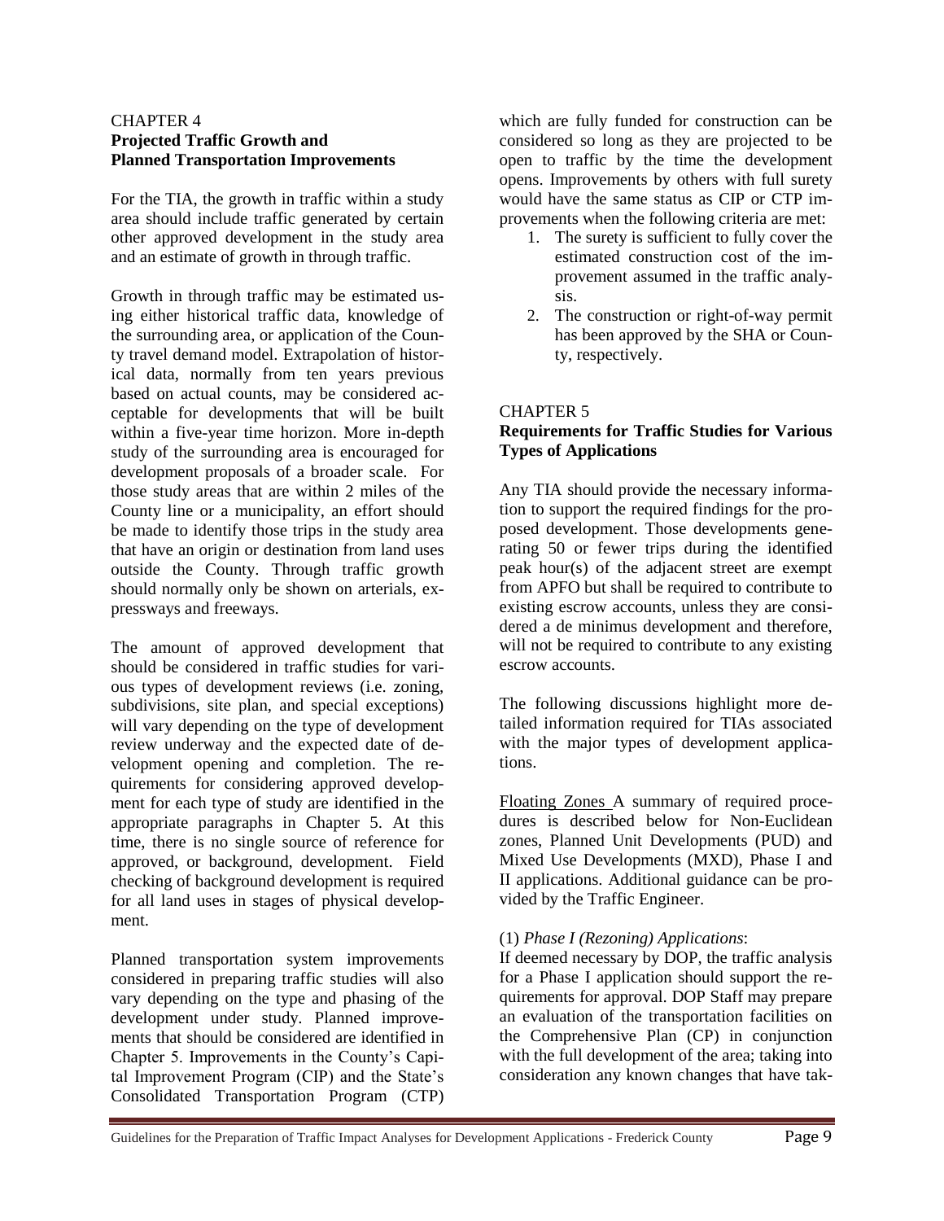## CHAPTER 4
## Projected Traffic Growth and Planned Transportation Improvements

For the TIA, the growth in traffic within a study area should include traffic generated by certain other approved development in the study area and an estimate of growth in through traffic.

Growth in through traffic may be estimated using either historical traffic data, knowledge of the surrounding area, or application of the County travel demand model. Extrapolation of historical data, normally from ten years previous based on actual counts, may be considered acceptable for developments that will be built within a five-year time horizon. More in-depth study of the surrounding area is encouraged for development proposals of a broader scale. For those study areas that are within 2 miles of the County line or a municipality, an effort should be made to identify those trips in the study area that have an origin or destination from land uses outside the County. Through traffic growth should normally only be shown on arterials, expressways and freeways.

The amount of approved development that should be considered in traffic studies for various types of development reviews (i.e. zoning, subdivisions, site plan, and special exceptions) will vary depending on the type of development review underway and the expected date of development opening and completion. The requirements for considering approved development for each type of study are identified in the appropriate paragraphs in Chapter 5. At this time, there is no single source of reference for approved, or background, development. Field checking of background development is required for all land uses in stages of physical development.

Planned transportation system improvements considered in preparing traffic studies will also vary depending on the type and phasing of the development under study. Planned improvements that should be considered are identified in Chapter 5. Improvements in the County's Capital Improvement Program (CIP) and the State's Consolidated Transportation Program (CTP) which are fully funded for construction can be considered so long as they are projected to be open to traffic by the time the development opens. Improvements by others with full surety would have the same status as CIP or CTP improvements when the following criteria are met:

1. The surety is sufficient to fully cover the estimated construction cost of the improvement assumed in the traffic analysis.
2. The construction or right-of-way permit has been approved by the SHA or County, respectively.

## CHAPTER 5
## Requirements for Traffic Studies for Various Types of Applications

Any TIA should provide the necessary information to support the required findings for the proposed development. Those developments generating 50 or fewer trips during the identified peak hour(s) of the adjacent street are exempt from APFO but shall be required to contribute to existing escrow accounts, unless they are considered a de minimus development and therefore, will not be required to contribute to any existing escrow accounts.

The following discussions highlight more detailed information required for TIAs associated with the major types of development applications.

Floating Zones A summary of required procedures is described below for Non-Euclidean zones, Planned Unit Developments (PUD) and Mixed Use Developments (MXD), Phase I and II applications. Additional guidance can be provided by the Traffic Engineer.

(1) *Phase I (Rezoning) Applications*:
If deemed necessary by DOP, the traffic analysis for a Phase I application should support the requirements for approval. DOP Staff may prepare an evaluation of the transportation facilities on the Comprehensive Plan (CP) in conjunction with the full development of the area; taking into consideration any known changes that have tak-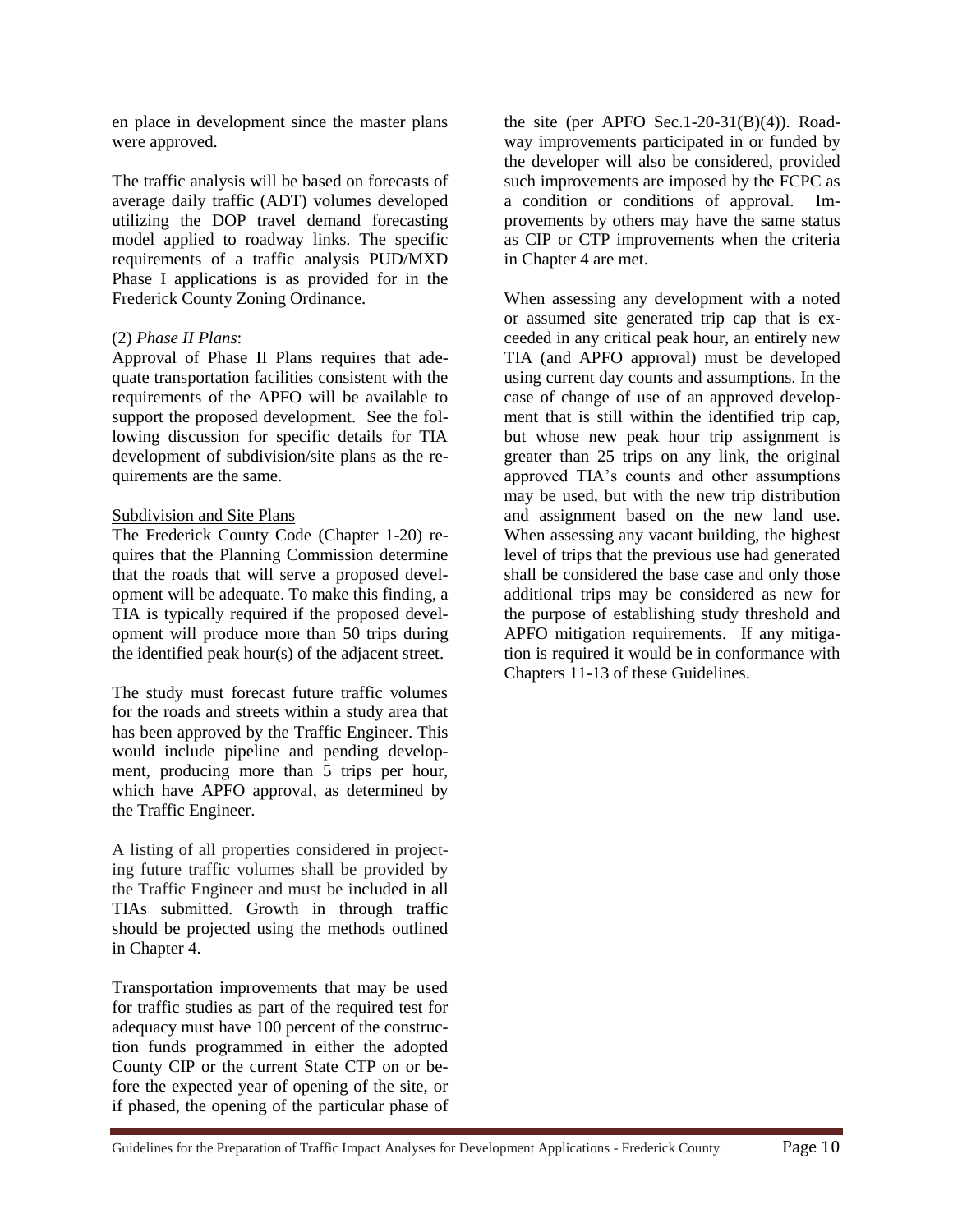en place in development since the master plans were approved.

The traffic analysis will be based on forecasts of average daily traffic (ADT) volumes developed utilizing the DOP travel demand forecasting model applied to roadway links. The specific requirements of a traffic analysis PUD/MXD Phase I applications is as provided for in the Frederick County Zoning Ordinance.

(2) *Phase II Plans*:
Approval of Phase II Plans requires that adequate transportation facilities consistent with the requirements of the APFO will be available to support the proposed development. See the following discussion for specific details for TIA development of subdivision/site plans as the requirements are the same.

<u>Subdivision and Site Plans</u>
The Frederick County Code (Chapter 1-20) requires that the Planning Commission determine that the roads that will serve a proposed development will be adequate. To make this finding, a TIA is typically required if the proposed development will produce more than 50 trips during the identified peak hour(s) of the adjacent street.

The study must forecast future traffic volumes for the roads and streets within a study area that has been approved by the Traffic Engineer. This would include pipeline and pending development, producing more than 5 trips per hour, which have APFO approval, as determined by the Traffic Engineer.

A listing of all properties considered in projecting future traffic volumes shall be provided by the Traffic Engineer and must be included in all TIAs submitted. Growth in through traffic should be projected using the methods outlined in Chapter 4.

Transportation improvements that may be used for traffic studies as part of the required test for adequacy must have 100 percent of the construction funds programmed in either the adopted County CIP or the current State CTP on or before the expected year of opening of the site, or if phased, the opening of the particular phase of the site (per APFO Sec.1-20-31(B)(4)). Roadway improvements participated in or funded by the developer will also be considered, provided such improvements are imposed by the FCPC as a condition or conditions of approval. Improvements by others may have the same status as CIP or CTP improvements when the criteria in Chapter 4 are met.

When assessing any development with a noted or assumed site generated trip cap that is exceeded in any critical peak hour, an entirely new TIA (and APFO approval) must be developed using current day counts and assumptions. In the case of change of use of an approved development that is still within the identified trip cap, but whose new peak hour trip assignment is greater than 25 trips on any link, the original approved TIA's counts and other assumptions may be used, but with the new trip distribution and assignment based on the new land use. When assessing any vacant building, the highest level of trips that the previous use had generated shall be considered the base case and only those additional trips may be considered as new for the purpose of establishing study threshold and APFO mitigation requirements. If any mitigation is required it would be in conformance with Chapters 11-13 of these Guidelines.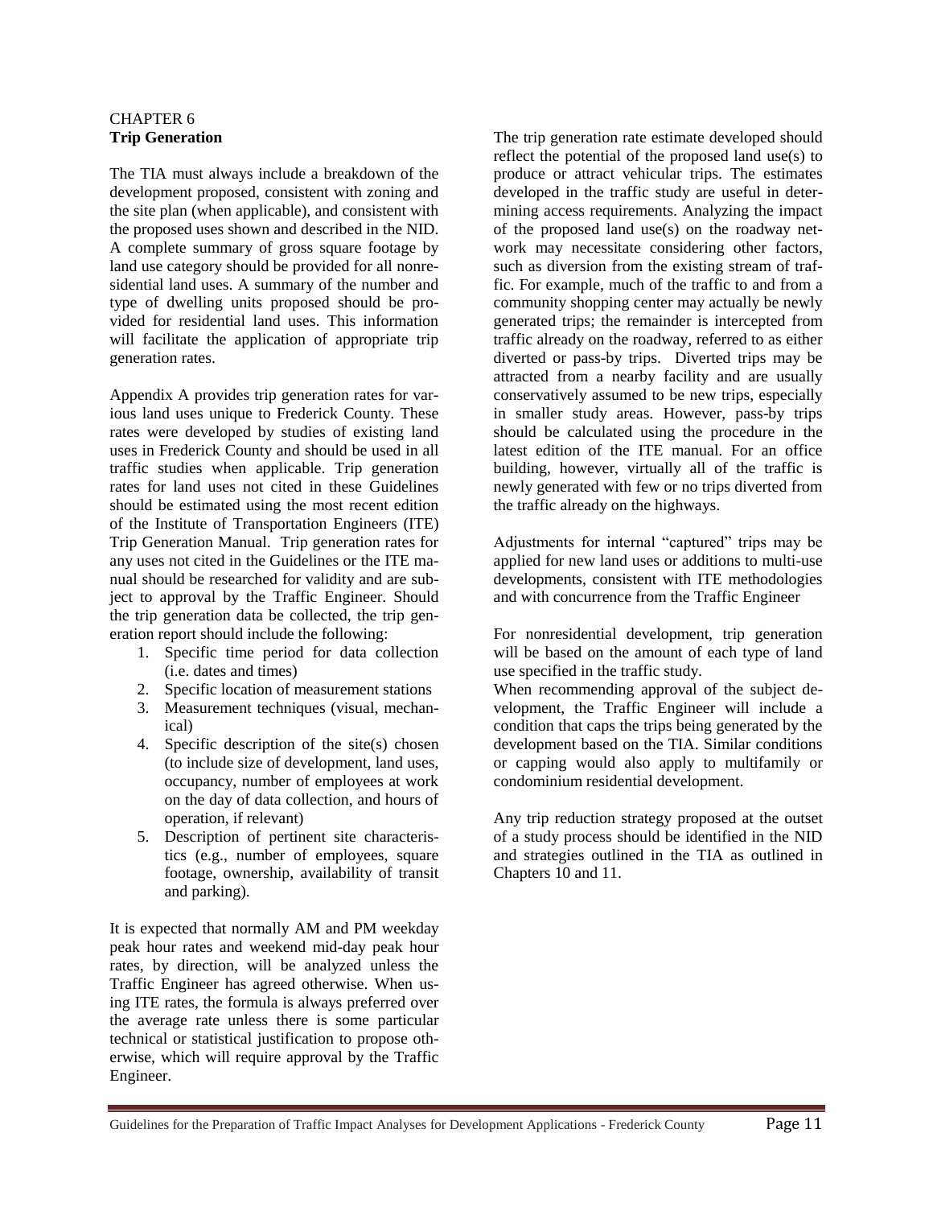CHAPTER 6
**Trip Generation**

The TIA must always include a breakdown of the development proposed, consistent with zoning and the site plan (when applicable), and consistent with the proposed uses shown and described in the NID. A complete summary of gross square footage by land use category should be provided for all nonresidential land uses. A summary of the number and type of dwelling units proposed should be provided for residential land uses. This information will facilitate the application of appropriate trip generation rates.

Appendix A provides trip generation rates for various land uses unique to Frederick County. These rates were developed by studies of existing land uses in Frederick County and should be used in all traffic studies when applicable. Trip generation rates for land uses not cited in these Guidelines should be estimated using the most recent edition of the Institute of Transportation Engineers (ITE) Trip Generation Manual. Trip generation rates for any uses not cited in the Guidelines or the ITE manual should be researched for validity and are subject to approval by the Traffic Engineer. Should the trip generation data be collected, the trip generation report should include the following:

1. Specific time period for data collection (i.e. dates and times)
2. Specific location of measurement stations
3. Measurement techniques (visual, mechanical)
4. Specific description of the site(s) chosen (to include size of development, land uses, occupancy, number of employees at work on the day of data collection, and hours of operation, if relevant)
5. Description of pertinent site characteristics (e.g., number of employees, square footage, ownership, availability of transit and parking).

It is expected that normally AM and PM weekday peak hour rates and weekend mid-day peak hour rates, by direction, will be analyzed unless the Traffic Engineer has agreed otherwise. When using ITE rates, the formula is always preferred over the average rate unless there is some particular technical or statistical justification to propose otherwise, which will require approval by the Traffic Engineer.

The trip generation rate estimate developed should reflect the potential of the proposed land use(s) to produce or attract vehicular trips. The estimates developed in the traffic study are useful in determining access requirements. Analyzing the impact of the proposed land use(s) on the roadway network may necessitate considering other factors, such as diversion from the existing stream of traffic. For example, much of the traffic to and from a community shopping center may actually be newly generated trips; the remainder is intercepted from traffic already on the roadway, referred to as either diverted or pass-by trips. Diverted trips may be attracted from a nearby facility and are usually conservatively assumed to be new trips, especially in smaller study areas. However, pass-by trips should be calculated using the procedure in the latest edition of the ITE manual. For an office building, however, virtually all of the traffic is newly generated with few or no trips diverted from the traffic already on the highways.

Adjustments for internal "captured" trips may be applied for new land uses or additions to multi-use developments, consistent with ITE methodologies and with concurrence from the Traffic Engineer

For nonresidential development, trip generation will be based on the amount of each type of land use specified in the traffic study.
When recommending approval of the subject development, the Traffic Engineer will include a condition that caps the trips being generated by the development based on the TIA. Similar conditions or capping would also apply to multifamily or condominium residential development.

Any trip reduction strategy proposed at the outset of a study process should be identified in the NID and strategies outlined in the TIA as outlined in Chapters 10 and 11.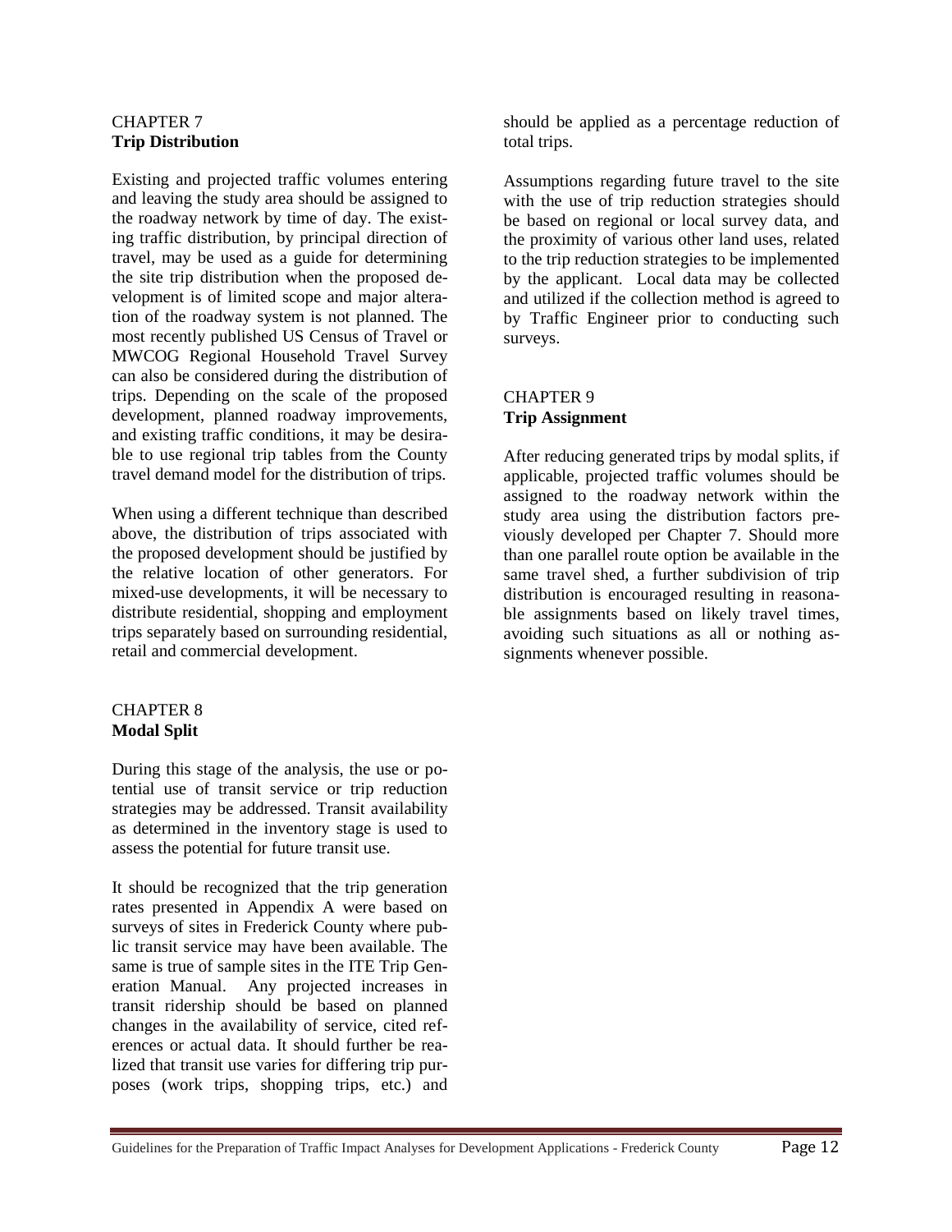## CHAPTER 7
**Trip Distribution**

Existing and projected traffic volumes entering and leaving the study area should be assigned to the roadway network by time of day. The existing traffic distribution, by principal direction of travel, may be used as a guide for determining the site trip distribution when the proposed development is of limited scope and major alteration of the roadway system is not planned. The most recently published US Census of Travel or MWCOG Regional Household Travel Survey can also be considered during the distribution of trips. Depending on the scale of the proposed development, planned roadway improvements, and existing traffic conditions, it may be desirable to use regional trip tables from the County travel demand model for the distribution of trips.

When using a different technique than described above, the distribution of trips associated with the proposed development should be justified by the relative location of other generators. For mixed-use developments, it will be necessary to distribute residential, shopping and employment trips separately based on surrounding residential, retail and commercial development.

## CHAPTER 8
**Modal Split**

During this stage of the analysis, the use or potential use of transit service or trip reduction strategies may be addressed. Transit availability as determined in the inventory stage is used to assess the potential for future transit use.

It should be recognized that the trip generation rates presented in Appendix A were based on surveys of sites in Frederick County where public transit service may have been available. The same is true of sample sites in the ITE Trip Generation Manual. Any projected increases in transit ridership should be based on planned changes in the availability of service, cited references or actual data. It should further be realized that transit use varies for differing trip purposes (work trips, shopping trips, etc.) and should be applied as a percentage reduction of total trips.

Assumptions regarding future travel to the site with the use of trip reduction strategies should be based on regional or local survey data, and the proximity of various other land uses, related to the trip reduction strategies to be implemented by the applicant. Local data may be collected and utilized if the collection method is agreed to by Traffic Engineer prior to conducting such surveys.

## CHAPTER 9
**Trip Assignment**

After reducing generated trips by modal splits, if applicable, projected traffic volumes should be assigned to the roadway network within the study area using the distribution factors previously developed per Chapter 7. Should more than one parallel route option be available in the same travel shed, a further subdivision of trip distribution is encouraged resulting in reasonable assignments based on likely travel times, avoiding such situations as all or nothing assignments whenever possible.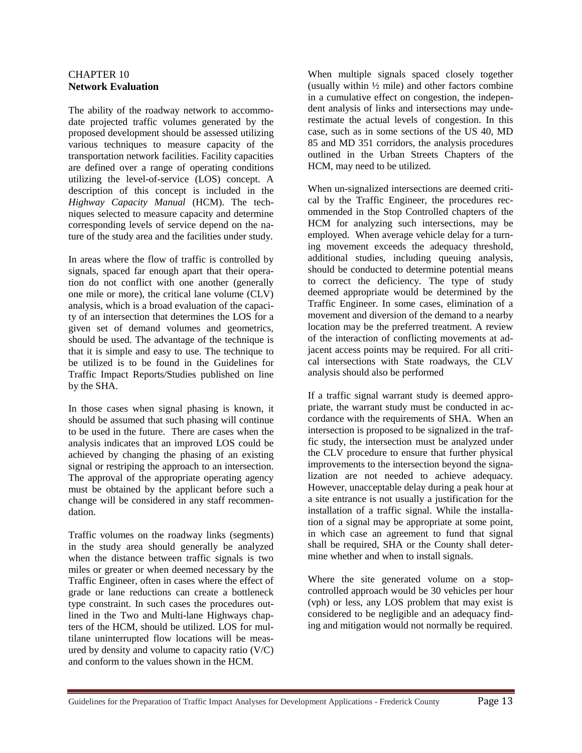# CHAPTER 10
## Network Evaluation

The ability of the roadway network to accommodate projected traffic volumes generated by the proposed development should be assessed utilizing various techniques to measure capacity of the transportation network facilities. Facility capacities are defined over a range of operating conditions utilizing the level-of-service (LOS) concept. A description of this concept is included in the *Highway Capacity Manual* (HCM). The techniques selected to measure capacity and determine corresponding levels of service depend on the nature of the study area and the facilities under study.

In areas where the flow of traffic is controlled by signals, spaced far enough apart that their operation do not conflict with one another (generally one mile or more), the critical lane volume (CLV) analysis, which is a broad evaluation of the capacity of an intersection that determines the LOS for a given set of demand volumes and geometrics, should be used. The advantage of the technique is that it is simple and easy to use. The technique to be utilized is to be found in the Guidelines for Traffic Impact Reports/Studies published on line by the SHA.

In those cases when signal phasing is known, it should be assumed that such phasing will continue to be used in the future. There are cases when the analysis indicates that an improved LOS could be achieved by changing the phasing of an existing signal or restriping the approach to an intersection. The approval of the appropriate operating agency must be obtained by the applicant before such a change will be considered in any staff recommendation.

Traffic volumes on the roadway links (segments) in the study area should generally be analyzed when the distance between traffic signals is two miles or greater or when deemed necessary by the Traffic Engineer, often in cases where the effect of grade or lane reductions can create a bottleneck type constraint. In such cases the procedures outlined in the Two and Multi-lane Highways chapters of the HCM, should be utilized. LOS for multilane uninterrupted flow locations will be measured by density and volume to capacity ratio (V/C) and conform to the values shown in the HCM.

When multiple signals spaced closely together (usually within ½ mile) and other factors combine in a cumulative effect on congestion, the independent analysis of links and intersections may underestimate the actual levels of congestion. In this case, such as in some sections of the US 40, MD 85 and MD 351 corridors, the analysis procedures outlined in the Urban Streets Chapters of the HCM, may need to be utilized.

When un-signalized intersections are deemed critical by the Traffic Engineer, the procedures recommended in the Stop Controlled chapters of the HCM for analyzing such intersections, may be employed. When average vehicle delay for a turning movement exceeds the adequacy threshold, additional studies, including queuing analysis, should be conducted to determine potential means to correct the deficiency. The type of study deemed appropriate would be determined by the Traffic Engineer. In some cases, elimination of a movement and diversion of the demand to a nearby location may be the preferred treatment. A review of the interaction of conflicting movements at adjacent access points may be required. For all critical intersections with State roadways, the CLV analysis should also be performed

If a traffic signal warrant study is deemed appropriate, the warrant study must be conducted in accordance with the requirements of SHA. When an intersection is proposed to be signalized in the traffic study, the intersection must be analyzed under the CLV procedure to ensure that further physical improvements to the intersection beyond the signalization are not needed to achieve adequacy. However, unacceptable delay during a peak hour at a site entrance is not usually a justification for the installation of a traffic signal. While the installation of a signal may be appropriate at some point, in which case an agreement to fund that signal shall be required, SHA or the County shall determine whether and when to install signals.

Where the site generated volume on a stop-controlled approach would be 30 vehicles per hour (vph) or less, any LOS problem that may exist is considered to be negligible and an adequacy finding and mitigation would not normally be required.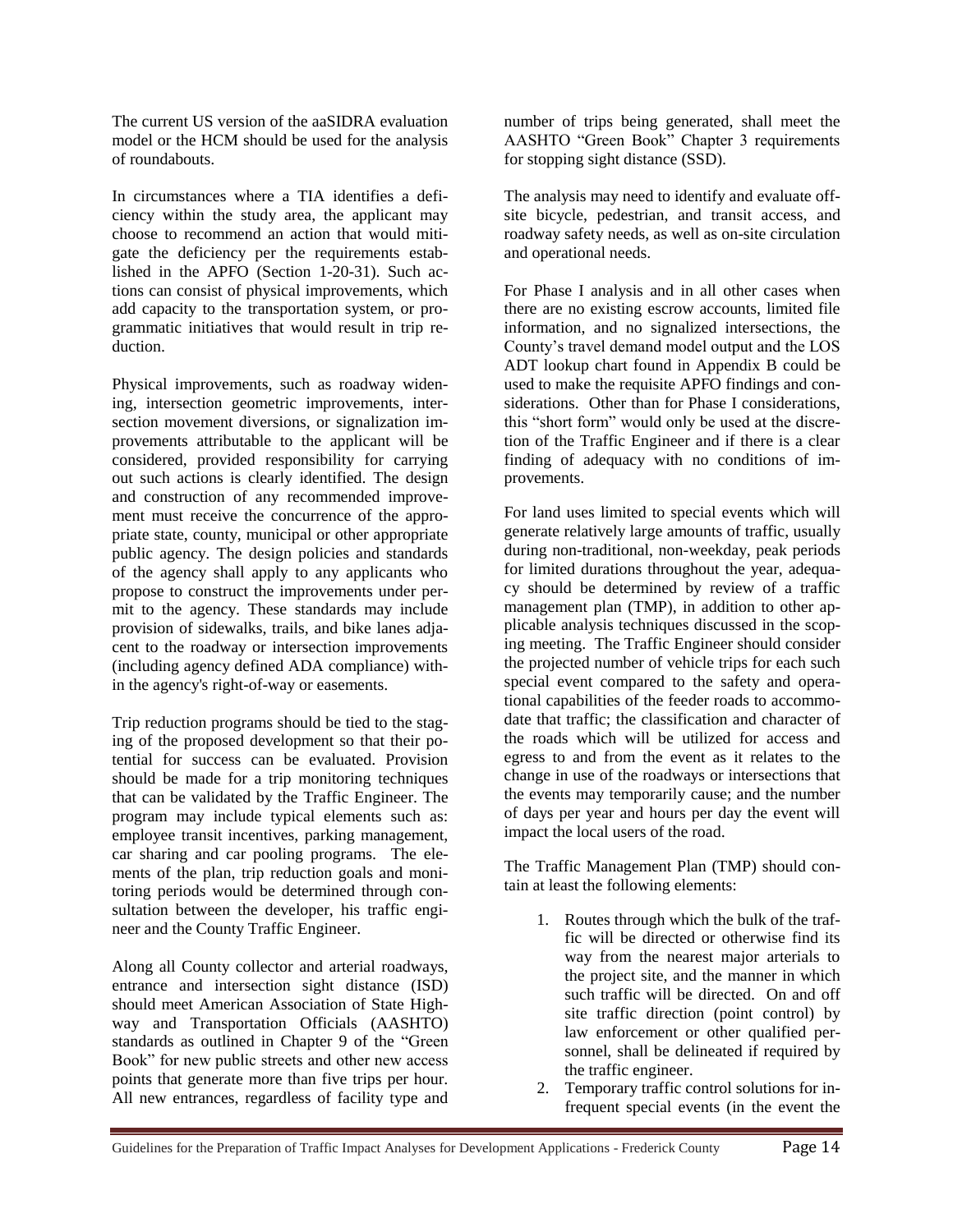The current US version of the aaSIDRA evaluation model or the HCM should be used for the analysis of roundabouts.

In circumstances where a TIA identifies a deficiency within the study area, the applicant may choose to recommend an action that would mitigate the deficiency per the requirements established in the APFO (Section 1-20-31). Such actions can consist of physical improvements, which add capacity to the transportation system, or programmatic initiatives that would result in trip reduction.

Physical improvements, such as roadway widening, intersection geometric improvements, intersection movement diversions, or signalization improvements attributable to the applicant will be considered, provided responsibility for carrying out such actions is clearly identified. The design and construction of any recommended improvement must receive the concurrence of the appropriate state, county, municipal or other appropriate public agency. The design policies and standards of the agency shall apply to any applicants who propose to construct the improvements under permit to the agency. These standards may include provision of sidewalks, trails, and bike lanes adjacent to the roadway or intersection improvements (including agency defined ADA compliance) within the agency's right-of-way or easements.

Trip reduction programs should be tied to the staging of the proposed development so that their potential for success can be evaluated. Provision should be made for a trip monitoring techniques that can be validated by the Traffic Engineer. The program may include typical elements such as: employee transit incentives, parking management, car sharing and car pooling programs. The elements of the plan, trip reduction goals and monitoring periods would be determined through consultation between the developer, his traffic engineer and the County Traffic Engineer.

Along all County collector and arterial roadways, entrance and intersection sight distance (ISD) should meet American Association of State Highway and Transportation Officials (AASHTO) standards as outlined in Chapter 9 of the "Green Book" for new public streets and other new access points that generate more than five trips per hour. All new entrances, regardless of facility type and number of trips being generated, shall meet the AASHTO "Green Book" Chapter 3 requirements for stopping sight distance (SSD).

The analysis may need to identify and evaluate off-site bicycle, pedestrian, and transit access, and roadway safety needs, as well as on-site circulation and operational needs.

For Phase I analysis and in all other cases when there are no existing escrow accounts, limited file information, and no signalized intersections, the County's travel demand model output and the LOS ADT lookup chart found in Appendix B could be used to make the requisite APFO findings and considerations. Other than for Phase I considerations, this "short form" would only be used at the discretion of the Traffic Engineer and if there is a clear finding of adequacy with no conditions of improvements.

For land uses limited to special events which will generate relatively large amounts of traffic, usually during non-traditional, non-weekday, peak periods for limited durations throughout the year, adequacy should be determined by review of a traffic management plan (TMP), in addition to other applicable analysis techniques discussed in the scoping meeting. The Traffic Engineer should consider the projected number of vehicle trips for each such special event compared to the safety and operational capabilities of the feeder roads to accommodate that traffic; the classification and character of the roads which will be utilized for access and egress to and from the event as it relates to the change in use of the roadways or intersections that the events may temporarily cause; and the number of days per year and hours per day the event will impact the local users of the road.

The Traffic Management Plan (TMP) should contain at least the following elements:

1. Routes through which the bulk of the traffic will be directed or otherwise find its way from the nearest major arterials to the project site, and the manner in which such traffic will be directed. On and off site traffic direction (point control) by law enforcement or other qualified personnel, shall be delineated if required by the traffic engineer.
2. Temporary traffic control solutions for infrequent special events (in the event the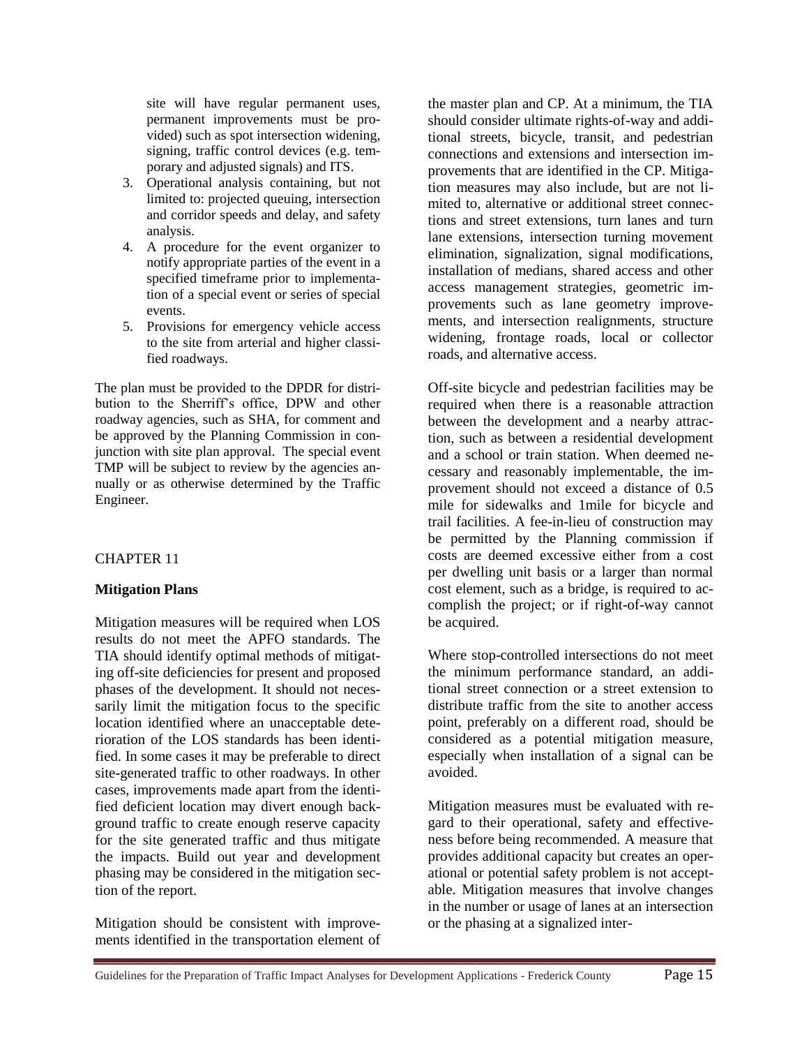site will have regular permanent uses, permanent improvements must be provided) such as spot intersection widening, signing, traffic control devices (e.g. temporary and adjusted signals) and ITS.

3. Operational analysis containing, but not limited to: projected queuing, intersection and corridor speeds and delay, and safety analysis.
4. A procedure for the event organizer to notify appropriate parties of the event in a specified timeframe prior to implementation of a special event or series of special events.
5. Provisions for emergency vehicle access to the site from arterial and higher classified roadways.

The plan must be provided to the DPDR for distribution to the Sherriff's office, DPW and other roadway agencies, such as SHA, for comment and be approved by the Planning Commission in conjunction with site plan approval. The special event TMP will be subject to review by the agencies annually or as otherwise determined by the Traffic Engineer.

CHAPTER 11

**Mitigation Plans**

Mitigation measures will be required when LOS results do not meet the APFO standards. The TIA should identify optimal methods of mitigating off-site deficiencies for present and proposed phases of the development. It should not necessarily limit the mitigation focus to the specific location identified where an unacceptable deterioration of the LOS standards has been identified. In some cases it may be preferable to direct site-generated traffic to other roadways. In other cases, improvements made apart from the identified deficient location may divert enough background traffic to create enough reserve capacity for the site generated traffic and thus mitigate the impacts. Build out year and development phasing may be considered in the mitigation section of the report.

Mitigation should be consistent with improvements identified in the transportation element of the master plan and CP. At a minimum, the TIA should consider ultimate rights-of-way and additional streets, bicycle, transit, and pedestrian connections and extensions and intersection improvements that are identified in the CP. Mitigation measures may also include, but are not limited to, alternative or additional street connections and street extensions, turn lanes and turn lane extensions, intersection turning movement elimination, signalization, signal modifications, installation of medians, shared access and other access management strategies, geometric improvements such as lane geometry improvements, and intersection realignments, structure widening, frontage roads, local or collector roads, and alternative access.

Off-site bicycle and pedestrian facilities may be required when there is a reasonable attraction between the development and a nearby attraction, such as between a residential development and a school or train station. When deemed necessary and reasonably implementable, the improvement should not exceed a distance of 0.5 mile for sidewalks and 1mile for bicycle and trail facilities. A fee-in-lieu of construction may be permitted by the Planning commission if costs are deemed excessive either from a cost per dwelling unit basis or a larger than normal cost element, such as a bridge, is required to accomplish the project; or if right-of-way cannot be acquired.

Where stop-controlled intersections do not meet the minimum performance standard, an additional street connection or a street extension to distribute traffic from the site to another access point, preferably on a different road, should be considered as a potential mitigation measure, especially when installation of a signal can be avoided.

Mitigation measures must be evaluated with regard to their operational, safety and effectiveness before being recommended. A measure that provides additional capacity but creates an operational or potential safety problem is not acceptable. Mitigation measures that involve changes in the number or usage of lanes at an intersection or the phasing at a signalized inter-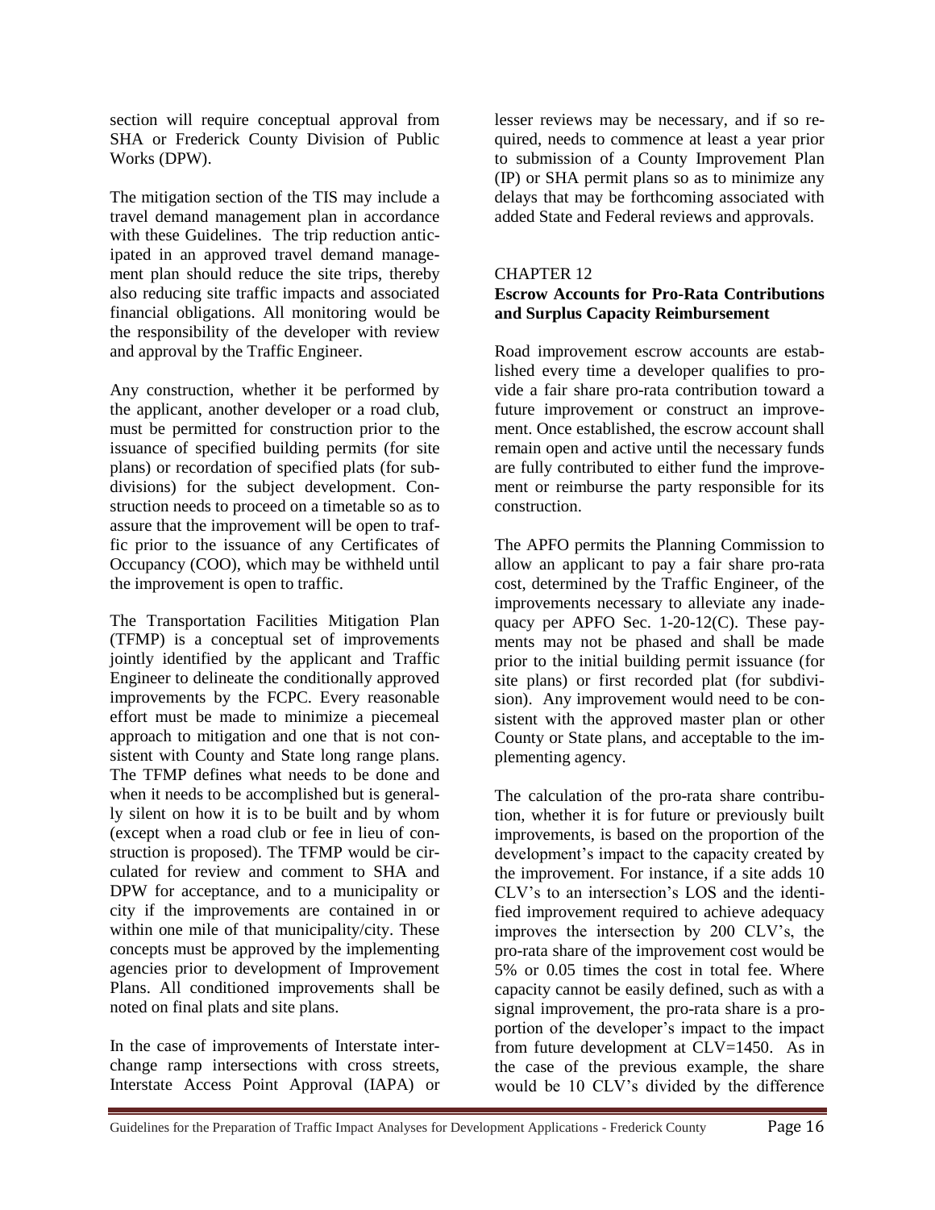section will require conceptual approval from SHA or Frederick County Division of Public Works (DPW).

The mitigation section of the TIS may include a travel demand management plan in accordance with these Guidelines. The trip reduction anticipated in an approved travel demand management plan should reduce the site trips, thereby also reducing site traffic impacts and associated financial obligations. All monitoring would be the responsibility of the developer with review and approval by the Traffic Engineer.

Any construction, whether it be performed by the applicant, another developer or a road club, must be permitted for construction prior to the issuance of specified building permits (for site plans) or recordation of specified plats (for subdivisions) for the subject development. Construction needs to proceed on a timetable so as to assure that the improvement will be open to traffic prior to the issuance of any Certificates of Occupancy (COO), which may be withheld until the improvement is open to traffic.

The Transportation Facilities Mitigation Plan (TFMP) is a conceptual set of improvements jointly identified by the applicant and Traffic Engineer to delineate the conditionally approved improvements by the FCPC. Every reasonable effort must be made to minimize a piecemeal approach to mitigation and one that is not consistent with County and State long range plans. The TFMP defines what needs to be done and when it needs to be accomplished but is generally silent on how it is to be built and by whom (except when a road club or fee in lieu of construction is proposed). The TFMP would be circulated for review and comment to SHA and DPW for acceptance, and to a municipality or city if the improvements are contained in or within one mile of that municipality/city. These concepts must be approved by the implementing agencies prior to development of Improvement Plans. All conditioned improvements shall be noted on final plats and site plans.

In the case of improvements of Interstate interchange ramp intersections with cross streets, Interstate Access Point Approval (IAPA) or lesser reviews may be necessary, and if so required, needs to commence at least a year prior to submission of a County Improvement Plan (IP) or SHA permit plans so as to minimize any delays that may be forthcoming associated with added State and Federal reviews and approvals.

## CHAPTER 12
**Escrow Accounts for Pro-Rata Contributions and Surplus Capacity Reimbursement**

Road improvement escrow accounts are established every time a developer qualifies to provide a fair share pro-rata contribution toward a future improvement or construct an improvement. Once established, the escrow account shall remain open and active until the necessary funds are fully contributed to either fund the improvement or reimburse the party responsible for its construction.

The APFO permits the Planning Commission to allow an applicant to pay a fair share pro-rata cost, determined by the Traffic Engineer, of the improvements necessary to alleviate any inadequacy per APFO Sec. 1-20-12(C). These payments may not be phased and shall be made prior to the initial building permit issuance (for site plans) or first recorded plat (for subdivision). Any improvement would need to be consistent with the approved master plan or other County or State plans, and acceptable to the implementing agency.

The calculation of the pro-rata share contribution, whether it is for future or previously built improvements, is based on the proportion of the development's impact to the capacity created by the improvement. For instance, if a site adds 10 CLV's to an intersection's LOS and the identified improvement required to achieve adequacy improves the intersection by 200 CLV's, the pro-rata share of the improvement cost would be 5% or 0.05 times the cost in total fee. Where capacity cannot be easily defined, such as with a signal improvement, the pro-rata share is a proportion of the developer's impact to the impact from future development at CLV=1450. As in the case of the previous example, the share would be 10 CLV's divided by the difference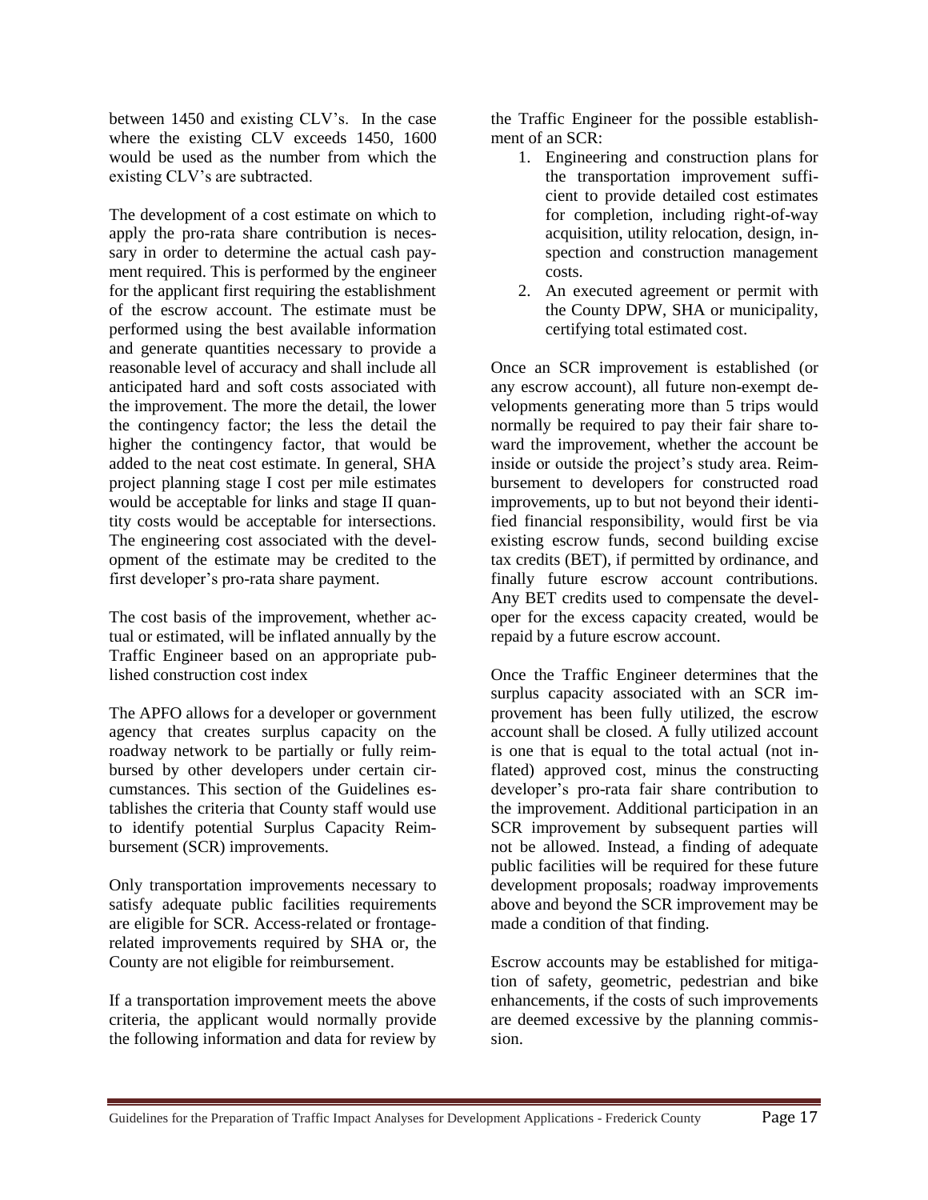between 1450 and existing CLV's. In the case where the existing CLV exceeds 1450, 1600 would be used as the number from which the existing CLV's are subtracted.

The development of a cost estimate on which to apply the pro-rata share contribution is necessary in order to determine the actual cash payment required. This is performed by the engineer for the applicant first requiring the establishment of the escrow account. The estimate must be performed using the best available information and generate quantities necessary to provide a reasonable level of accuracy and shall include all anticipated hard and soft costs associated with the improvement. The more the detail, the lower the contingency factor; the less the detail the higher the contingency factor, that would be added to the neat cost estimate. In general, SHA project planning stage I cost per mile estimates would be acceptable for links and stage II quantity costs would be acceptable for intersections. The engineering cost associated with the development of the estimate may be credited to the first developer's pro-rata share payment.

The cost basis of the improvement, whether actual or estimated, will be inflated annually by the Traffic Engineer based on an appropriate published construction cost index

The APFO allows for a developer or government agency that creates surplus capacity on the roadway network to be partially or fully reimbursed by other developers under certain circumstances. This section of the Guidelines establishes the criteria that County staff would use to identify potential Surplus Capacity Reimbursement (SCR) improvements.

Only transportation improvements necessary to satisfy adequate public facilities requirements are eligible for SCR. Access-related or frontage-related improvements required by SHA or, the County are not eligible for reimbursement.

If a transportation improvement meets the above criteria, the applicant would normally provide the following information and data for review by the Traffic Engineer for the possible establishment of an SCR:

1. Engineering and construction plans for the transportation improvement sufficient to provide detailed cost estimates for completion, including right-of-way acquisition, utility relocation, design, inspection and construction management costs.
2. An executed agreement or permit with the County DPW, SHA or municipality, certifying total estimated cost.

Once an SCR improvement is established (or any escrow account), all future non-exempt developments generating more than 5 trips would normally be required to pay their fair share toward the improvement, whether the account be inside or outside the project's study area. Reimbursement to developers for constructed road improvements, up to but not beyond their identified financial responsibility, would first be via existing escrow funds, second building excise tax credits (BET), if permitted by ordinance, and finally future escrow account contributions. Any BET credits used to compensate the developer for the excess capacity created, would be repaid by a future escrow account.

Once the Traffic Engineer determines that the surplus capacity associated with an SCR improvement has been fully utilized, the escrow account shall be closed. A fully utilized account is one that is equal to the total actual (not inflated) approved cost, minus the constructing developer's pro-rata fair share contribution to the improvement. Additional participation in an SCR improvement by subsequent parties will not be allowed. Instead, a finding of adequate public facilities will be required for these future development proposals; roadway improvements above and beyond the SCR improvement may be made a condition of that finding.

Escrow accounts may be established for mitigation of safety, geometric, pedestrian and bike enhancements, if the costs of such improvements are deemed excessive by the planning commission.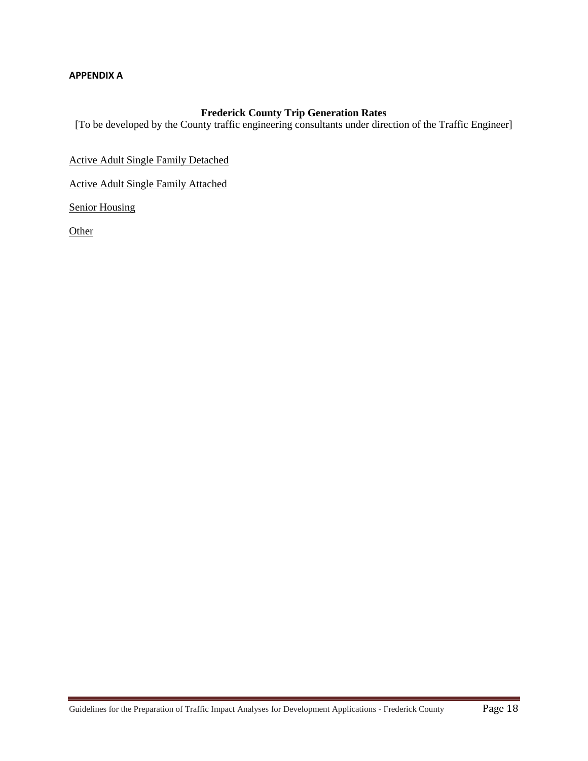**APPENDIX A**

## Frederick County Trip Generation Rates

[To be developed by the County traffic engineering consultants under direction of the Traffic Engineer]

<u>Active Adult Single Family Detached</u>

<u>Active Adult Single Family Attached</u>

<u>Senior Housing</u>

<u>Other</u>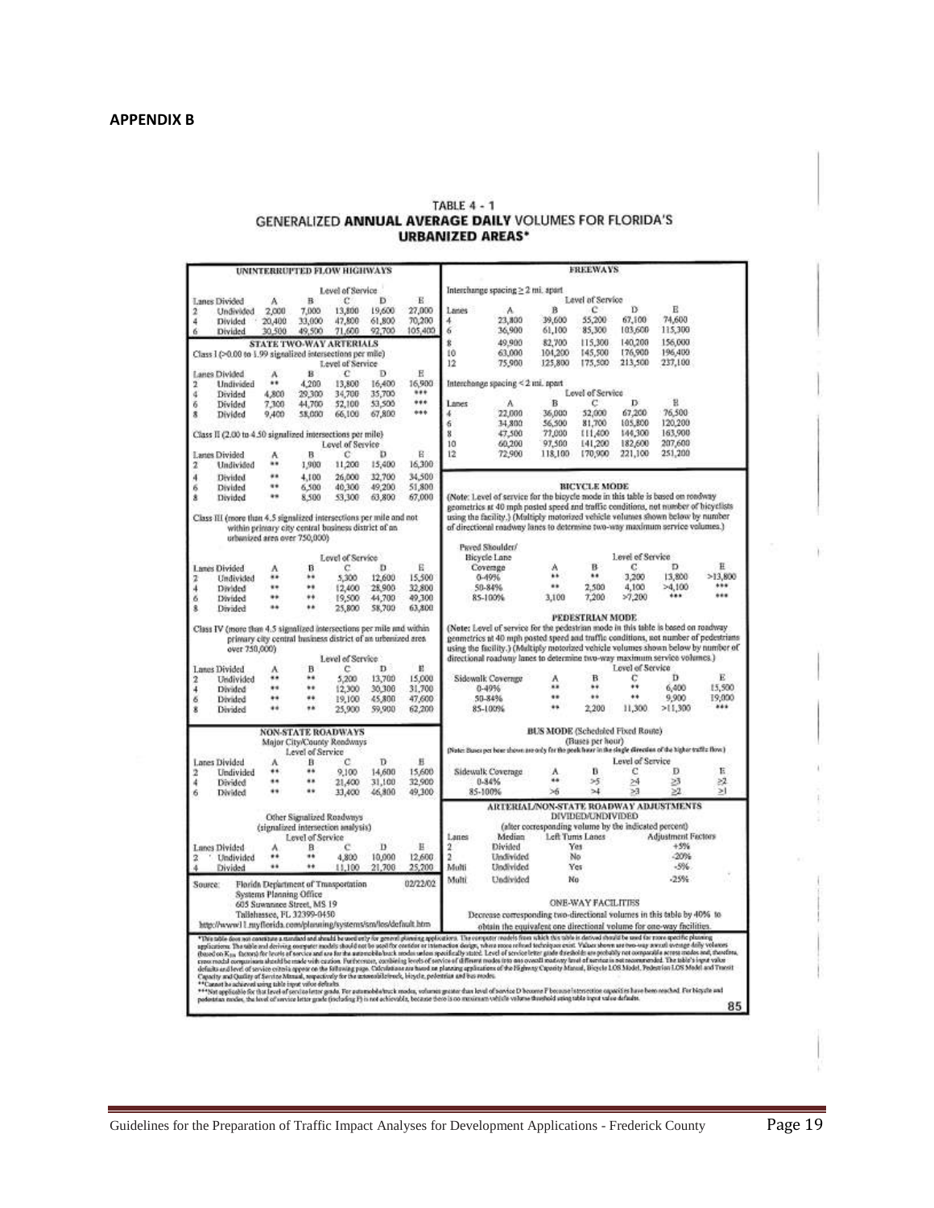## APPENDIX B

TABLE 4 - 1
GENERALIZED **ANNUAL AVERAGE DAILY** VOLUMES FOR FLORIDA'S **URBANIZED AREAS***

### UNINTERRUPTED FLOW HIGHWAYS

| Lanes | Divided | A | B | C | D | E |
|---|---|---|---|---|---|---|
| | | Level of Service | | | | |
| 2 | Undivided | 2,000 | 7,000 | 13,800 | 19,600 | 27,000 |
| 4 | Divided | 20,400 | 33,000 | 47,800 | 61,800 | 70,200 |
| 6 | Divided | 30,500 | 49,500 | 71,600 | 92,700 | 105,400 |

### STATE TWO-WAY ARTERIALS

Class I (>0.00 to 1.99 signalized intersections per mile)

| Lanes | Divided | A | B | C | D | E |
|---|---|---|---|---|---|---|
| | | Level of Service | | | | |
| 2 | Undivided | ** | 4,200 | 13,800 | 16,400 | 16,900 |
| 4 | Divided | 4,800 | 29,300 | 34,700 | 35,700 | *** |
| 6 | Divided | 7,300 | 44,700 | 52,100 | 53,500 | *** |
| 8 | Divided | 9,400 | 58,000 | 66,100 | 67,800 | *** |

Class II (2.00 to 4.50 signalized intersections per mile)

| Lanes | Divided | A | B | C | D | E |
|---|---|---|---|---|---|---|
| | | Level of Service | | | | |
| 2 | Undivided | ** | 1,900 | 11,200 | 15,400 | 16,300 |
| 4 | Divided | ** | 4,100 | 26,000 | 32,700 | 34,500 |
| 6 | Divided | ** | 6,500 | 40,300 | 49,200 | 51,800 |
| 8 | Divided | ** | 8,500 | 53,300 | 63,800 | 67,000 |

Class III (more than 4.5 signalized intersections per mile and not within primary city central business district of an urbanized area over 750,000)

| Lanes | Divided | A | B | C | D | E |
|---|---|---|---|---|---|---|
| | | Level of Service | | | | |
| 2 | Undivided | ** | ** | 5,300 | 12,600 | 15,500 |
| 4 | Divided | ** | ** | 12,400 | 28,900 | 32,800 |
| 6 | Divided | ** | ** | 19,500 | 44,700 | 49,300 |
| 8 | Divided | ** | ** | 25,800 | 58,700 | 63,800 |

Class IV (more than 4.5 signalized intersections per mile and within primary city central business district of an urbanized area over 750,000)

| Lanes | Divided | A | B | C | D | E |
|---|---|---|---|---|---|---|
| | | Level of Service | | | | |
| 2 | Undivided | ** | ** | 5,200 | 13,700 | 15,000 |
| 4 | Divided | ** | ** | 12,300 | 30,300 | 31,700 |
| 6 | Divided | ** | ** | 19,100 | 45,800 | 47,600 |
| 8 | Divided | ** | ** | 25,900 | 59,900 | 62,200 |

### NON-STATE ROADWAYS

Major City/County Roadways

| Lanes | Divided | A | B | C | D | E |
|---|---|---|---|---|---|---|
| | | Level of Service | | | | |
| 2 | Undivided | ** | ** | 9,100 | 14,600 | 15,600 |
| 4 | Divided | ** | ** | 21,400 | 31,100 | 32,900 |
| 6 | Divided | ** | ** | 33,400 | 46,800 | 49,300 |

Other Signalized Roadways (signalized intersection analysis)

| Lanes | Divided | A | B | C | D | E |
|---|---|---|---|---|---|---|
| | | Level of Service | | | | |
| 2 | Undivided | ** | ** | 4,800 | 10,000 | 12,600 |
| 4 | Divided | ** | ** | 11,100 | 21,700 | 25,200 |

Source: Florida Department of Transportation
Systems Planning Office
605 Suwannee Street, MS 19
Tallahassee, FL 32399-0450
http://www11.myflorida.com/planning/systems/sm/los/default.htm

02/22/02

### FREEWAYS

Interchange spacing ≥ 2 mi. apart

| Lanes | A | B | C | D | E |
|---|---|---|---|---|---|
| | Level of Service | | | | |
| 4 | 23,800 | 39,600 | 55,200 | 67,100 | 74,600 |
| 6 | 36,900 | 61,100 | 85,300 | 103,600 | 115,300 |
| 8 | 49,900 | 82,700 | 115,300 | 140,200 | 156,000 |
| 10 | 63,000 | 104,200 | 145,500 | 176,900 | 196,400 |
| 12 | 75,900 | 125,800 | 175,500 | 213,500 | 237,100 |

Interchange spacing < 2 mi. apart

| Lanes | A | B | C | D | E |
|---|---|---|---|---|---|
| | Level of Service | | | | |
| 4 | 22,000 | 36,000 | 52,000 | 67,200 | 76,500 |
| 6 | 34,800 | 56,500 | 81,700 | 105,800 | 120,200 |
| 8 | 47,500 | 77,000 | 111,400 | 144,300 | 163,900 |
| 10 | 60,200 | 97,500 | 141,200 | 182,600 | 207,600 |
| 12 | 72,900 | 118,100 | 170,900 | 221,100 | 251,200 |

### BICYCLE MODE

(Note: Level of service for the bicycle mode in this table is based on roadway geometrics at 40 mph posted speed and traffic conditions, not number of bicyclists using the facility.) (Multiply motorized vehicle volumes shown below by number of directional roadway lanes to determine two-way maximum service volumes.)

| Paved Shoulder/ Bicycle Lane Coverage | A | B | C | D | E |
|---|---|---|---|---|---|
| | Level of Service | | | | |
| 0-49% | ** | ** | 3,200 | 13,800 | >13,800 |
| 50-84% | ** | 2,500 | 4,100 | >4,100 | *** |
| 85-100% | 3,100 | 7,200 | >7,200 | *** | *** |

### PEDESTRIAN MODE

(Note: Level of service for the pedestrian mode in this table is based on roadway geometrics at 40 mph posted speed and traffic conditions, not number of pedestrians using the facility.) (Multiply motorized vehicle volumes shown below by number of directional roadway lanes to determine two-way maximum service volumes.)

| Sidewalk Coverage | A | B | C | D | E |
|---|---|---|---|---|---|
| | Level of Service | | | | |
| 0-49% | ** | ** | ** | 6,400 | 15,500 |
| 50-84% | ** | ** | ** | 9,900 | 19,000 |
| 85-100% | ** | 2,200 | 11,300 | >11,300 | *** |

### BUS MODE (Scheduled Fixed Route)

(Buses per hour)

(Note: Buses per hour shown are only for the peak hour in the single direction of the higher traffic flow.)

| Sidewalk Coverage | A | B | C | D | E |
|---|---|---|---|---|---|
| | Level of Service | | | | |
| 0-84% | ** | >5 | ≥4 | ≥3 | ≥2 |
| 85-100% | >6 | >4 | ≥3 | ≥2 | ≥1 |

### ARTERIAL/NON-STATE ROADWAY ADJUSTMENTS

DIVIDED/UNDIVIDED

(alter corresponding volume by the indicated percent)

| Lanes | Median | Left Turns Lanes | Adjustment Factors |
|---|---|---|---|
| 2 | Divided | Yes | +5% |
| 2 | Undivided | No | -20% |
| Multi | Undivided | Yes | -5% |
| Multi | Undivided | No | -25% |

ONE-WAY FACILITIES

Decrease corresponding two-directional volumes in this table by 40% to obtain the equivalent one directional volume for one-way facilities.

*This table does not constitute a standard and should be used only for general planning applications. The computer models from which this table is derived should be used for more specific planning applications. The table and deriving computer models should not be used for corridor or intersection design, where more refined techniques exist. Values shown are two-way annual average daily volumes (based on $K_{100}$ factors) for levels of service and are for the automobile/truck modes unless specifically stated. Level of service letter grade thresholds are probably not comparable across modes and, therefore, cross modal comparisons should be made with caution. Furthermore, combining levels of service of different modes into one overall roadway level of service is not recommended. The table's input value defaults and level of service criteria appear on the following page. Calculations are based on planning applications of the Highway Capacity Manual, Bicycle LOS Model, Pedestrian LOS Model and Transit Capacity and Quality of Service Manual, respectively for the automobile/truck, bicycle, pedestrian and bus modes.

**Cannot be achieved using table input value defaults.

***Not applicable for that level of service letter grade. For automobile/truck modes, volumes greater than level of service D become F because intersection capacities have been reached. For bicycle and pedestrian modes, the level of service letter grade (including F) is not achievable, because there is no maximum vehicle volume threshold using table input value defaults.

85